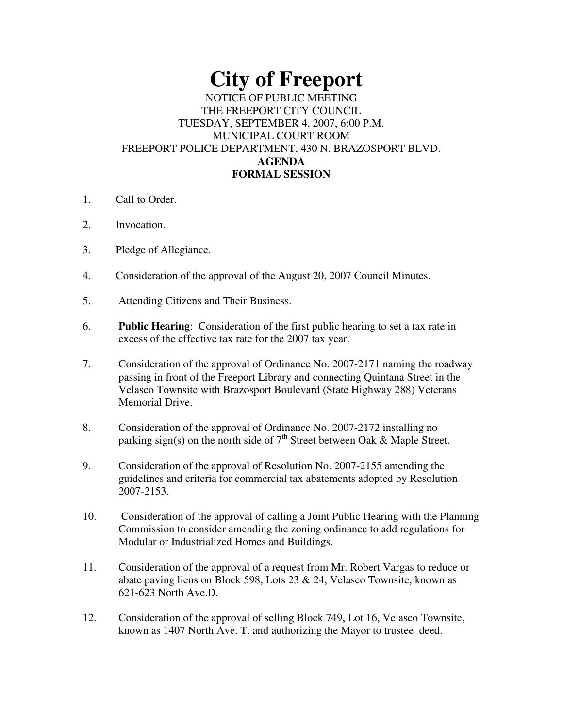# City of Freeport

NOTICE OF PUBLIC MEETING
THE FREEPORT CITY COUNCIL
TUESDAY, SEPTEMBER 4, 2007, 6:00 P.M.
MUNICIPAL COURT ROOM
FREEPORT POLICE DEPARTMENT, 430 N. BRAZOSPORT BLVD.

**AGENDA**
**FORMAL SESSION**

1. Call to Order.

2. Invocation.

3. Pledge of Allegiance.

4. Consideration of the approval of the August 20, 2007 Council Minutes.

5. Attending Citizens and Their Business.

6. **Public Hearing**: Consideration of the first public hearing to set a tax rate in excess of the effective tax rate for the 2007 tax year.

7. Consideration of the approval of Ordinance No. 2007-2171 naming the roadway passing in front of the Freeport Library and connecting Quintana Street in the Velasco Townsite with Brazosport Boulevard (State Highway 288) Veterans Memorial Drive.

8. Consideration of the approval of Ordinance No. 2007-2172 installing no parking sign(s) on the north side of 7th Street between Oak & Maple Street.

9. Consideration of the approval of Resolution No. 2007-2155 amending the guidelines and criteria for commercial tax abatements adopted by Resolution 2007-2153.

10. Consideration of the approval of calling a Joint Public Hearing with the Planning Commission to consider amending the zoning ordinance to add regulations for Modular or Industrialized Homes and Buildings.

11. Consideration of the approval of a request from Mr. Robert Vargas to reduce or abate paving liens on Block 598, Lots 23 & 24, Velasco Townsite, known as 621-623 North Ave.D.

12. Consideration of the approval of selling Block 749, Lot 16, Velasco Townsite, known as 1407 North Ave. T. and authorizing the Mayor to trustee deed.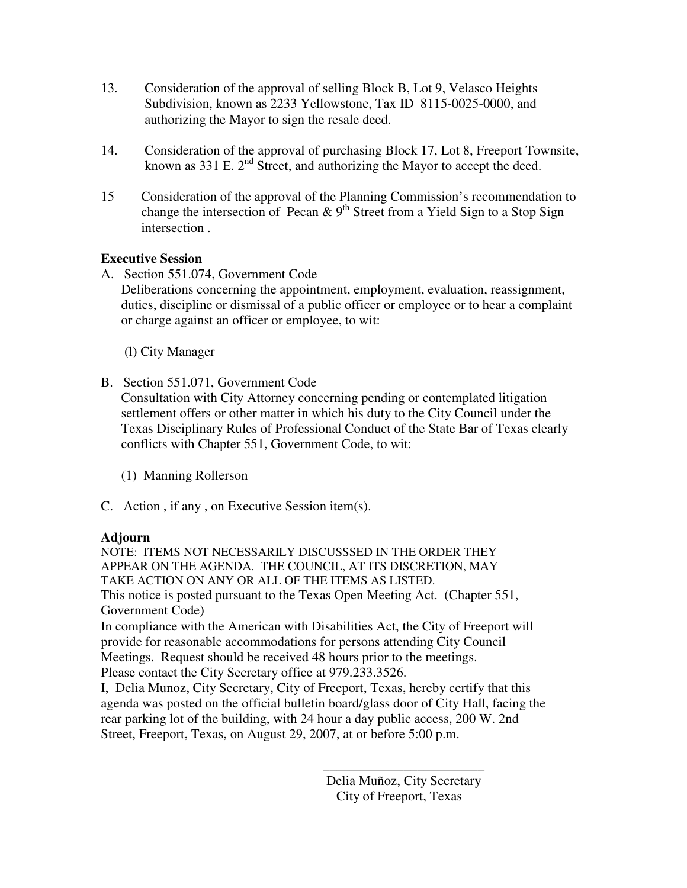13. Consideration of the approval of selling Block B, Lot 9, Velasco Heights Subdivision, known as 2233 Yellowstone, Tax ID 8115-0025-0000, and authorizing the Mayor to sign the resale deed.

14. Consideration of the approval of purchasing Block 17, Lot 8, Freeport Townsite, known as 331 E. 2nd Street, and authorizing the Mayor to accept the deed.

15 Consideration of the approval of the Planning Commission's recommendation to change the intersection of Pecan & 9th Street from a Yield Sign to a Stop Sign intersection .

**Executive Session**

A. Section 551.074, Government Code
Deliberations concerning the appointment, employment, evaluation, reassignment, duties, discipline or dismissal of a public officer or employee or to hear a complaint or charge against an officer or employee, to wit:

(l) City Manager

B. Section 551.071, Government Code
Consultation with City Attorney concerning pending or contemplated litigation settlement offers or other matter in which his duty to the City Council under the Texas Disciplinary Rules of Professional Conduct of the State Bar of Texas clearly conflicts with Chapter 551, Government Code, to wit:

(1) Manning Rollerson

C. Action , if any , on Executive Session item(s).

**Adjourn**

NOTE: ITEMS NOT NECESSARILY DISCUSSSED IN THE ORDER THEY APPEAR ON THE AGENDA. THE COUNCIL, AT ITS DISCRETION, MAY TAKE ACTION ON ANY OR ALL OF THE ITEMS AS LISTED.

This notice is posted pursuant to the Texas Open Meeting Act. (Chapter 551, Government Code)

In compliance with the American with Disabilities Act, the City of Freeport will provide for reasonable accommodations for persons attending City Council Meetings. Request should be received 48 hours prior to the meetings. Please contact the City Secretary office at 979.233.3526.

I, Delia Munoz, City Secretary, City of Freeport, Texas, hereby certify that this agenda was posted on the official bulletin board/glass door of City Hall, facing the rear parking lot of the building, with 24 hour a day public access, 200 W. 2nd Street, Freeport, Texas, on August 29, 2007, at or before 5:00 p.m.

\_\_\_\_\_\_\_\_\_\_\_\_\_\_\_\_\_\_\_\_\_\_\_\_\_

Delia Muñoz, City Secretary
City of Freeport, Texas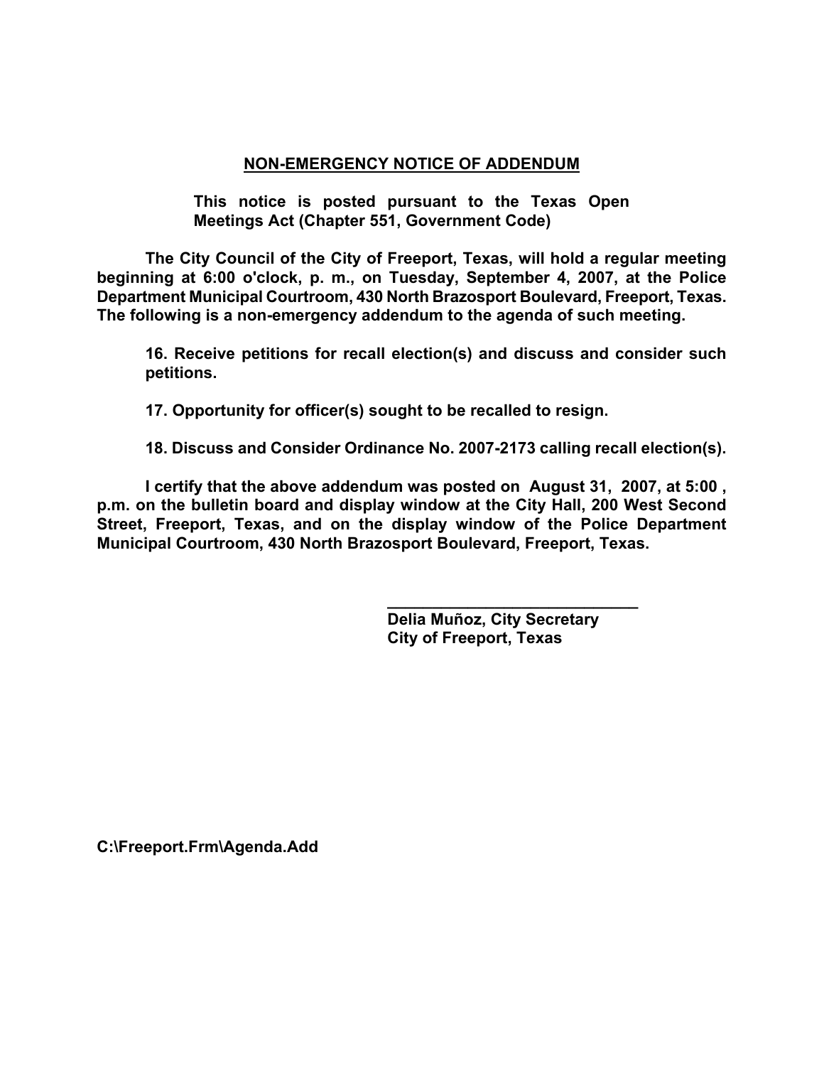## NON-EMERGENCY NOTICE OF ADDENDUM

**This notice is posted pursuant to the Texas Open Meetings Act (Chapter 551, Government Code)**

**The City Council of the City of Freeport, Texas, will hold a regular meeting beginning at 6:00 o'clock, p. m., on Tuesday, September 4, 2007, at the Police Department Municipal Courtroom, 430 North Brazosport Boulevard, Freeport, Texas. The following is a non-emergency addendum to the agenda of such meeting.**

**16. Receive petitions for recall election(s) and discuss and consider such petitions.**

**17. Opportunity for officer(s) sought to be recalled to resign.**

**18. Discuss and Consider Ordinance No. 2007-2173 calling recall election(s).**

**I certify that the above addendum was posted on August 31, 2007, at 5:00 , p.m. on the bulletin board and display window at the City Hall, 200 West Second Street, Freeport, Texas, and on the display window of the Police Department Municipal Courtroom, 430 North Brazosport Boulevard, Freeport, Texas.**

______________________________

**Delia Muñoz, City Secretary**
**City of Freeport, Texas**

**C:\Freeport.Frm\Agenda.Add**